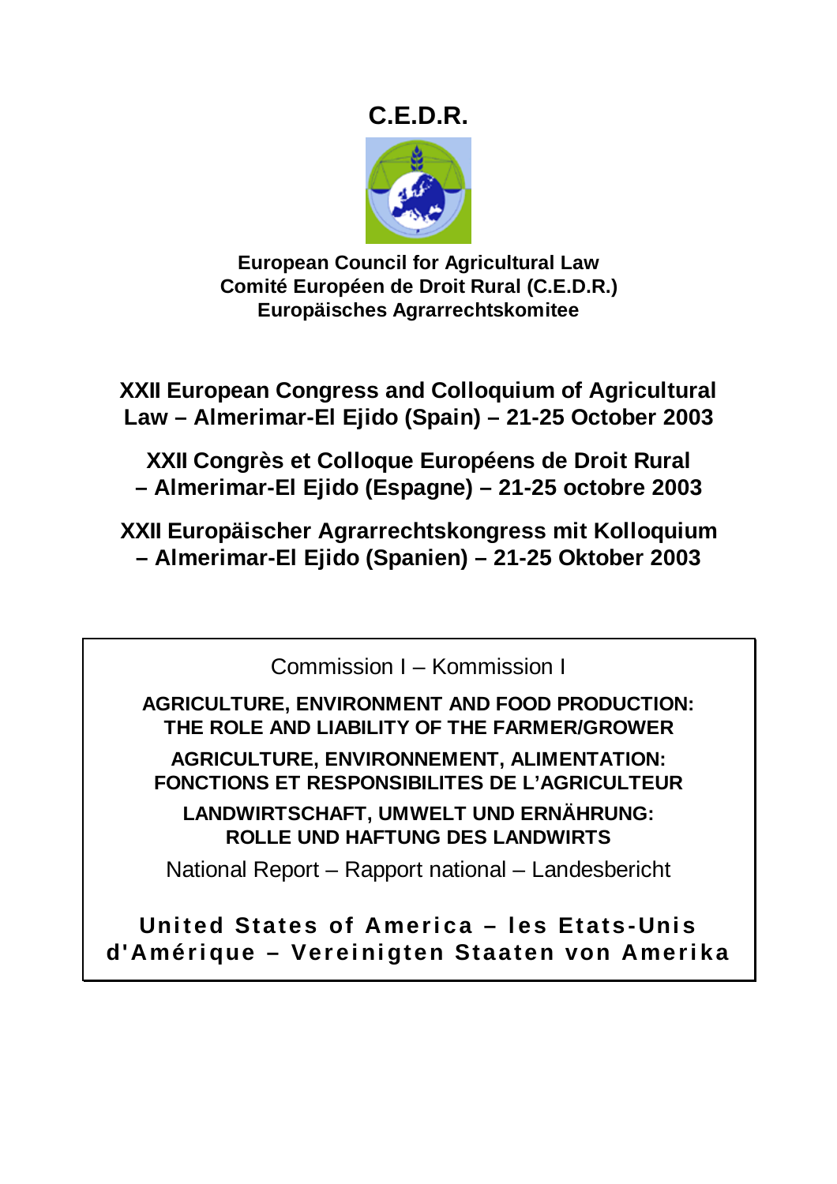# C.E.D.R.

**European Council for Agricultural Law**
**Comité Européen de Droit Rural (C.E.D.R.)**
**Europäisches Agrarrechtskomitee**

## XXII European Congress and Colloquium of Agricultural Law – Almerimar-El Ejido (Spain) – 21-25 October 2003

## XXII Congrès et Colloque Européens de Droit Rural – Almerimar-El Ejido (Espagne) – 21-25 octobre 2003

## XXII Europäischer Agrarrechtskongress mit Kolloquium – Almerimar-El Ejido (Spanien) – 21-25 Oktober 2003

Commission I – Kommission I

**AGRICULTURE, ENVIRONMENT AND FOOD PRODUCTION: THE ROLE AND LIABILITY OF THE FARMER/GROWER**

**AGRICULTURE, ENVIRONNEMENT, ALIMENTATION: FONCTIONS ET RESPONSIBILITES DE L'AGRICULTEUR**

**LANDWIRTSCHAFT, UMWELT UND ERNÄHRUNG: ROLLE UND HAFTUNG DES LANDWIRTS**

National Report – Rapport national – Landesbericht

**United States of America – les Etats-Unis d'Amérique – Vereinigten Staaten von Amerika**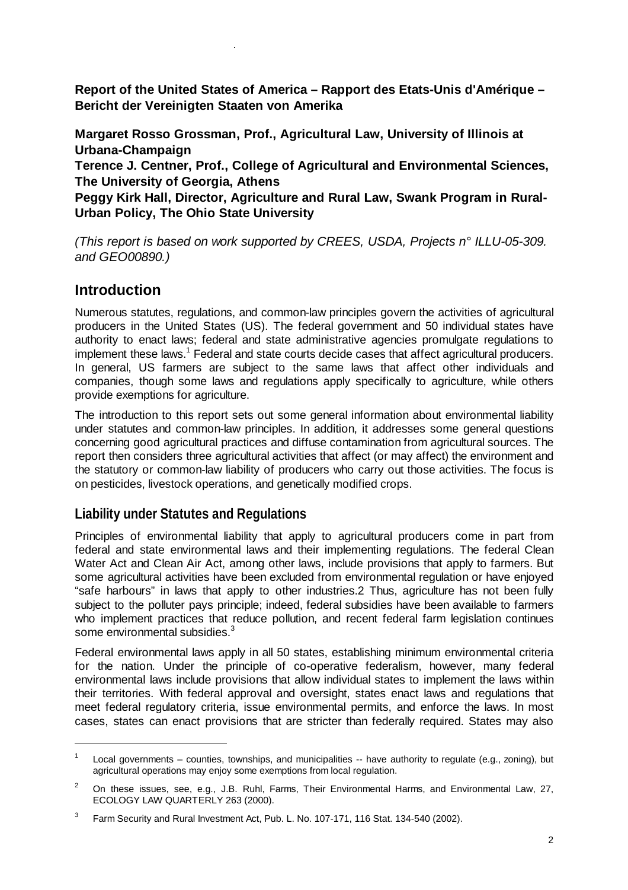**Report of the United States of America – Rapport des Etats-Unis d'Amérique – Bericht der Vereinigten Staaten von Amerika**

**Margaret Rosso Grossman, Prof., Agricultural Law, University of Illinois at Urbana-Champaign**
**Terence J. Centner, Prof., College of Agricultural and Environmental Sciences, The University of Georgia, Athens**
**Peggy Kirk Hall, Director, Agriculture and Rural Law, Swank Program in Rural-Urban Policy, The Ohio State University**

*(This report is based on work supported by CREES, USDA, Projects n° ILLU-05-309. and GEO00890.)*

## Introduction

Numerous statutes, regulations, and common-law principles govern the activities of agricultural producers in the United States (US). The federal government and 50 individual states have authority to enact laws; federal and state administrative agencies promulgate regulations to implement these laws.[1] Federal and state courts decide cases that affect agricultural producers. In general, US farmers are subject to the same laws that affect other individuals and companies, though some laws and regulations apply specifically to agriculture, while others provide exemptions for agriculture.

The introduction to this report sets out some general information about environmental liability under statutes and common-law principles. In addition, it addresses some general questions concerning good agricultural practices and diffuse contamination from agricultural sources. The report then considers three agricultural activities that affect (or may affect) the environment and the statutory or common-law liability of producers who carry out those activities. The focus is on pesticides, livestock operations, and genetically modified crops.

### Liability under Statutes and Regulations

Principles of environmental liability that apply to agricultural producers come in part from federal and state environmental laws and their implementing regulations. The federal Clean Water Act and Clean Air Act, among other laws, include provisions that apply to farmers. But some agricultural activities have been excluded from environmental regulation or have enjoyed "safe harbours" in laws that apply to other industries.2 Thus, agriculture has not been fully subject to the polluter pays principle; indeed, federal subsidies have been available to farmers who implement practices that reduce pollution, and recent federal farm legislation continues some environmental subsidies.[3]

Federal environmental laws apply in all 50 states, establishing minimum environmental criteria for the nation. Under the principle of co-operative federalism, however, many federal environmental laws include provisions that allow individual states to implement the laws within their territories. With federal approval and oversight, states enact laws and regulations that meet federal regulatory criteria, issue environmental permits, and enforce the laws. In most cases, states can enact provisions that are stricter than federally required. States may also

---

[1] Local governments – counties, townships, and municipalities -- have authority to regulate (e.g., zoning), but agricultural operations may enjoy some exemptions from local regulation.

[2] On these issues, see, e.g., J.B. Ruhl, Farms, Their Environmental Harms, and Environmental Law, 27, ECOLOGY LAW QUARTERLY 263 (2000).

[3] Farm Security and Rural Investment Act, Pub. L. No. 107-171, 116 Stat. 134-540 (2002).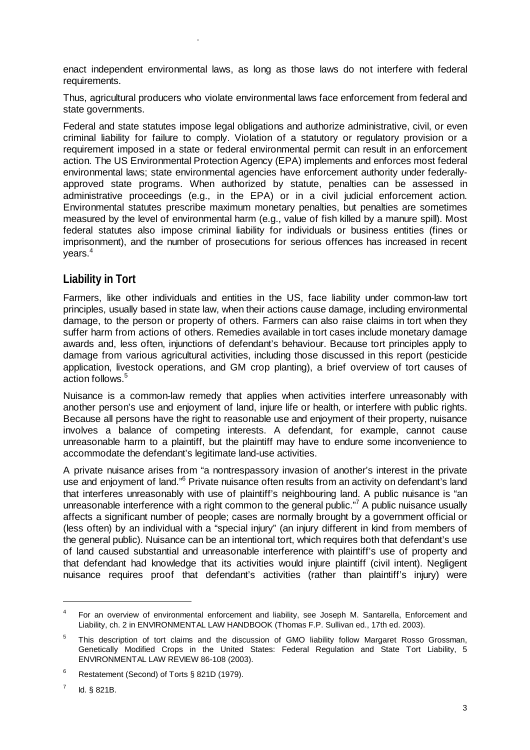enact independent environmental laws, as long as those laws do not interfere with federal requirements.

Thus, agricultural producers who violate environmental laws face enforcement from federal and state governments.

Federal and state statutes impose legal obligations and authorize administrative, civil, or even criminal liability for failure to comply. Violation of a statutory or regulatory provision or a requirement imposed in a state or federal environmental permit can result in an enforcement action. The US Environmental Protection Agency (EPA) implements and enforces most federal environmental laws; state environmental agencies have enforcement authority under federally-approved state programs. When authorized by statute, penalties can be assessed in administrative proceedings (e.g., in the EPA) or in a civil judicial enforcement action. Environmental statutes prescribe maximum monetary penalties, but penalties are sometimes measured by the level of environmental harm (e.g., value of fish killed by a manure spill). Most federal statutes also impose criminal liability for individuals or business entities (fines or imprisonment), and the number of prosecutions for serious offences has increased in recent years.[4]

## Liability in Tort

Farmers, like other individuals and entities in the US, face liability under common-law tort principles, usually based in state law, when their actions cause damage, including environmental damage, to the person or property of others. Farmers can also raise claims in tort when they suffer harm from actions of others. Remedies available in tort cases include monetary damage awards and, less often, injunctions of defendant's behaviour. Because tort principles apply to damage from various agricultural activities, including those discussed in this report (pesticide application, livestock operations, and GM crop planting), a brief overview of tort causes of action follows.[5]

Nuisance is a common-law remedy that applies when activities interfere unreasonably with another person's use and enjoyment of land, injure life or health, or interfere with public rights. Because all persons have the right to reasonable use and enjoyment of their property, nuisance involves a balance of competing interests. A defendant, for example, cannot cause unreasonable harm to a plaintiff, but the plaintiff may have to endure some inconvenience to accommodate the defendant's legitimate land-use activities.

A private nuisance arises from "a nontrespassory invasion of another's interest in the private use and enjoyment of land."[6] Private nuisance often results from an activity on defendant's land that interferes unreasonably with use of plaintiff's neighbouring land. A public nuisance is "an unreasonable interference with a right common to the general public."[7] A public nuisance usually affects a significant number of people; cases are normally brought by a government official or (less often) by an individual with a "special injury" (an injury different in kind from members of the general public). Nuisance can be an intentional tort, which requires both that defendant's use of land caused substantial and unreasonable interference with plaintiff's use of property and that defendant had knowledge that its activities would injure plaintiff (civil intent). Negligent nuisance requires proof that defendant's activities (rather than plaintiff's injury) were

---

[4] For an overview of environmental enforcement and liability, see Joseph M. Santarella, Enforcement and Liability, ch. 2 in ENVIRONMENTAL LAW HANDBOOK (Thomas F.P. Sullivan ed., 17th ed. 2003).

[5] This description of tort claims and the discussion of GMO liability follow Margaret Rosso Grossman, Genetically Modified Crops in the United States: Federal Regulation and State Tort Liability, 5 ENVIRONMENTAL LAW REVIEW 86-108 (2003).

[6] Restatement (Second) of Torts § 821D (1979).

[7] Id. § 821B.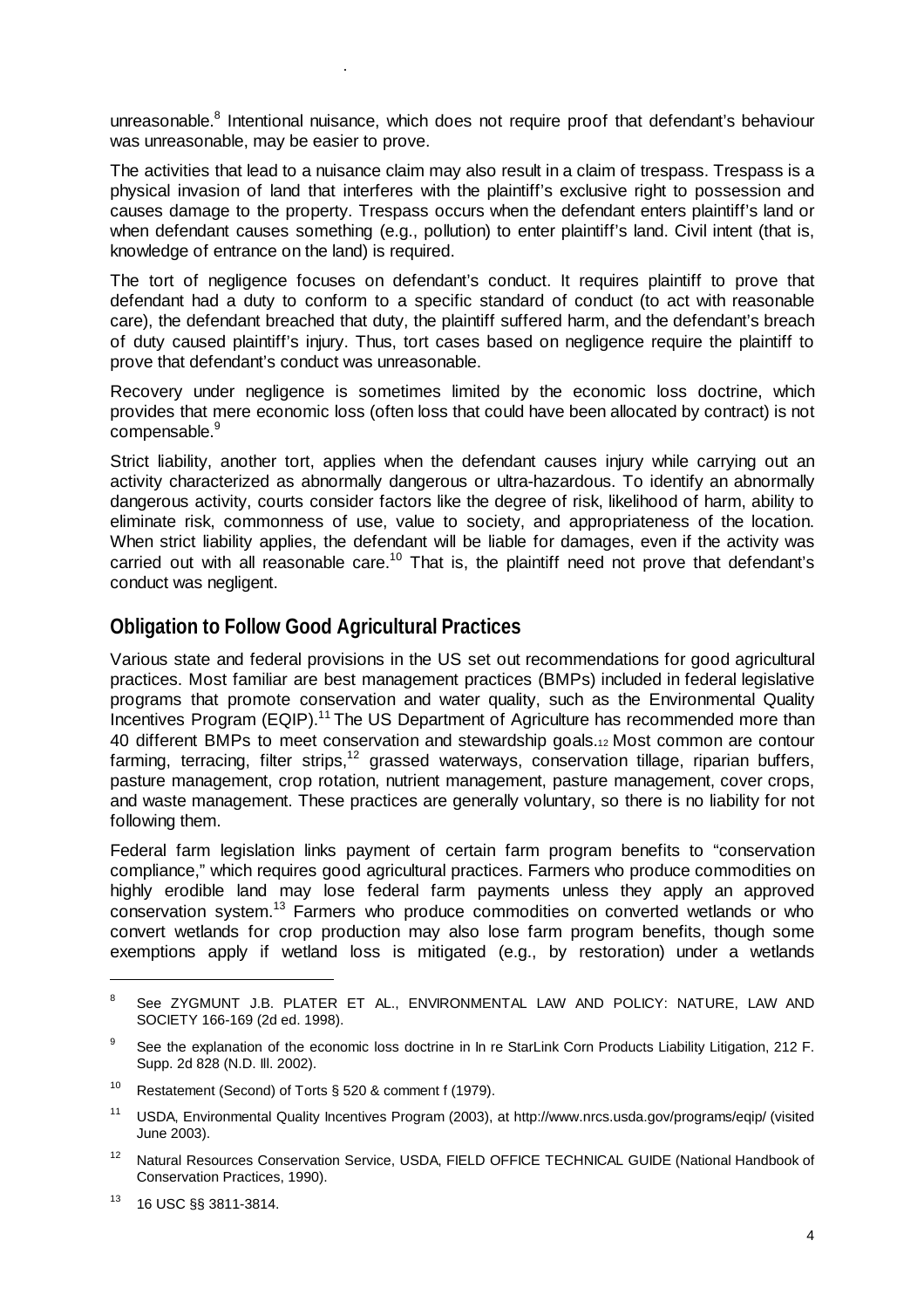unreasonable.[8] Intentional nuisance, which does not require proof that defendant's behaviour was unreasonable, may be easier to prove.

The activities that lead to a nuisance claim may also result in a claim of trespass. Trespass is a physical invasion of land that interferes with the plaintiff's exclusive right to possession and causes damage to the property. Trespass occurs when the defendant enters plaintiff's land or when defendant causes something (e.g., pollution) to enter plaintiff's land. Civil intent (that is, knowledge of entrance on the land) is required.

The tort of negligence focuses on defendant's conduct. It requires plaintiff to prove that defendant had a duty to conform to a specific standard of conduct (to act with reasonable care), the defendant breached that duty, the plaintiff suffered harm, and the defendant's breach of duty caused plaintiff's injury. Thus, tort cases based on negligence require the plaintiff to prove that defendant's conduct was unreasonable.

Recovery under negligence is sometimes limited by the economic loss doctrine, which provides that mere economic loss (often loss that could have been allocated by contract) is not compensable.[9]

Strict liability, another tort, applies when the defendant causes injury while carrying out an activity characterized as abnormally dangerous or ultra-hazardous. To identify an abnormally dangerous activity, courts consider factors like the degree of risk, likelihood of harm, ability to eliminate risk, commonness of use, value to society, and appropriateness of the location. When strict liability applies, the defendant will be liable for damages, even if the activity was carried out with all reasonable care.[10] That is, the plaintiff need not prove that defendant's conduct was negligent.

## Obligation to Follow Good Agricultural Practices

Various state and federal provisions in the US set out recommendations for good agricultural practices. Most familiar are best management practices (BMPs) included in federal legislative programs that promote conservation and water quality, such as the Environmental Quality Incentives Program (EQIP).[11] The US Department of Agriculture has recommended more than 40 different BMPs to meet conservation and stewardship goals.[12] Most common are contour farming, terracing, filter strips,[12] grassed waterways, conservation tillage, riparian buffers, pasture management, crop rotation, nutrient management, pasture management, cover crops, and waste management. These practices are generally voluntary, so there is no liability for not following them.

Federal farm legislation links payment of certain farm program benefits to "conservation compliance," which requires good agricultural practices. Farmers who produce commodities on highly erodible land may lose federal farm payments unless they apply an approved conservation system.[13] Farmers who produce commodities on converted wetlands or who convert wetlands for crop production may also lose farm program benefits, though some exemptions apply if wetland loss is mitigated (e.g., by restoration) under a wetlands

---

[8] See ZYGMUNT J.B. PLATER ET AL., ENVIRONMENTAL LAW AND POLICY: NATURE, LAW AND SOCIETY 166-169 (2d ed. 1998).

[9] See the explanation of the economic loss doctrine in In re StarLink Corn Products Liability Litigation, 212 F. Supp. 2d 828 (N.D. Ill. 2002).

[10] Restatement (Second) of Torts § 520 & comment f (1979).

[11] USDA, Environmental Quality Incentives Program (2003), at http://www.nrcs.usda.gov/programs/eqip/ (visited June 2003).

[12] Natural Resources Conservation Service, USDA, FIELD OFFICE TECHNICAL GUIDE (National Handbook of Conservation Practices, 1990).

[13] 16 USC §§ 3811-3814.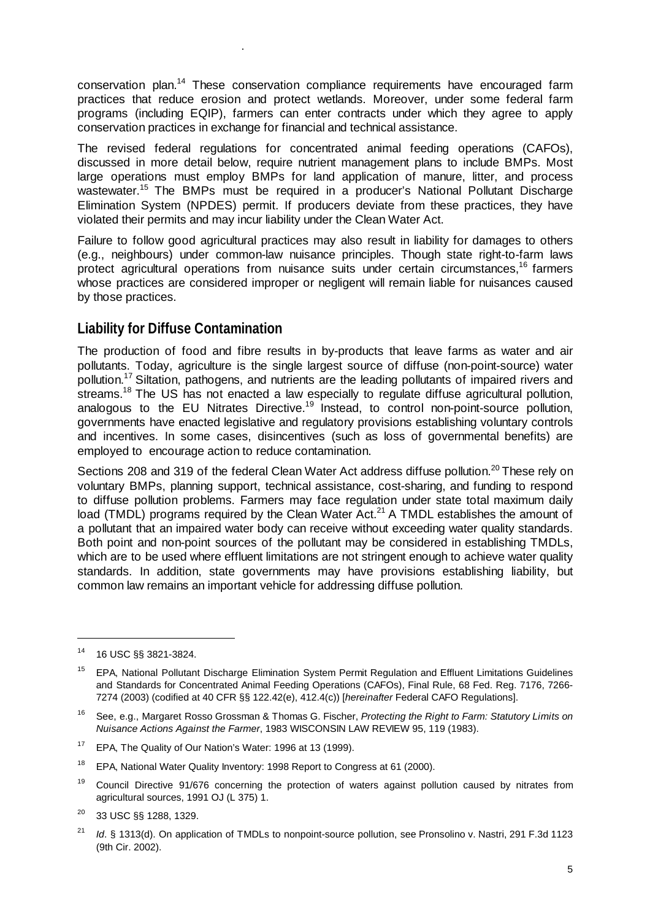conservation plan.[14] These conservation compliance requirements have encouraged farm practices that reduce erosion and protect wetlands. Moreover, under some federal farm programs (including EQIP), farmers can enter contracts under which they agree to apply conservation practices in exchange for financial and technical assistance.

The revised federal regulations for concentrated animal feeding operations (CAFOs), discussed in more detail below, require nutrient management plans to include BMPs. Most large operations must employ BMPs for land application of manure, litter, and process wastewater.[15] The BMPs must be required in a producer's National Pollutant Discharge Elimination System (NPDES) permit. If producers deviate from these practices, they have violated their permits and may incur liability under the Clean Water Act.

Failure to follow good agricultural practices may also result in liability for damages to others (e.g., neighbours) under common-law nuisance principles. Though state right-to-farm laws protect agricultural operations from nuisance suits under certain circumstances,[16] farmers whose practices are considered improper or negligent will remain liable for nuisances caused by those practices.

## Liability for Diffuse Contamination

The production of food and fibre results in by-products that leave farms as water and air pollutants. Today, agriculture is the single largest source of diffuse (non-point-source) water pollution.[17] Siltation, pathogens, and nutrients are the leading pollutants of impaired rivers and streams.[18] The US has not enacted a law especially to regulate diffuse agricultural pollution, analogous to the EU Nitrates Directive.[19] Instead, to control non-point-source pollution, governments have enacted legislative and regulatory provisions establishing voluntary controls and incentives. In some cases, disincentives (such as loss of governmental benefits) are employed to encourage action to reduce contamination.

Sections 208 and 319 of the federal Clean Water Act address diffuse pollution.[20] These rely on voluntary BMPs, planning support, technical assistance, cost-sharing, and funding to respond to diffuse pollution problems. Farmers may face regulation under state total maximum daily load (TMDL) programs required by the Clean Water Act.[21] A TMDL establishes the amount of a pollutant that an impaired water body can receive without exceeding water quality standards. Both point and non-point sources of the pollutant may be considered in establishing TMDLs, which are to be used where effluent limitations are not stringent enough to achieve water quality standards. In addition, state governments may have provisions establishing liability, but common law remains an important vehicle for addressing diffuse pollution.

---

[14] 16 USC §§ 3821-3824.

[15] EPA, National Pollutant Discharge Elimination System Permit Regulation and Effluent Limitations Guidelines and Standards for Concentrated Animal Feeding Operations (CAFOs), Final Rule, 68 Fed. Reg. 7176, 7266-7274 (2003) (codified at 40 CFR §§ 122.42(e), 412.4(c)) [*hereinafter* Federal CAFO Regulations].

[16] See, e.g., Margaret Rosso Grossman & Thomas G. Fischer, *Protecting the Right to Farm: Statutory Limits on Nuisance Actions Against the Farmer*, 1983 WISCONSIN LAW REVIEW 95, 119 (1983).

[17] EPA, The Quality of Our Nation's Water: 1996 at 13 (1999).

[18] EPA, National Water Quality Inventory: 1998 Report to Congress at 61 (2000).

[19] Council Directive 91/676 concerning the protection of waters against pollution caused by nitrates from agricultural sources, 1991 OJ (L 375) 1.

[20] 33 USC §§ 1288, 1329.

[21] *Id*. § 1313(d). On application of TMDLs to nonpoint-source pollution, see Pronsolino v. Nastri, 291 F.3d 1123 (9th Cir. 2002).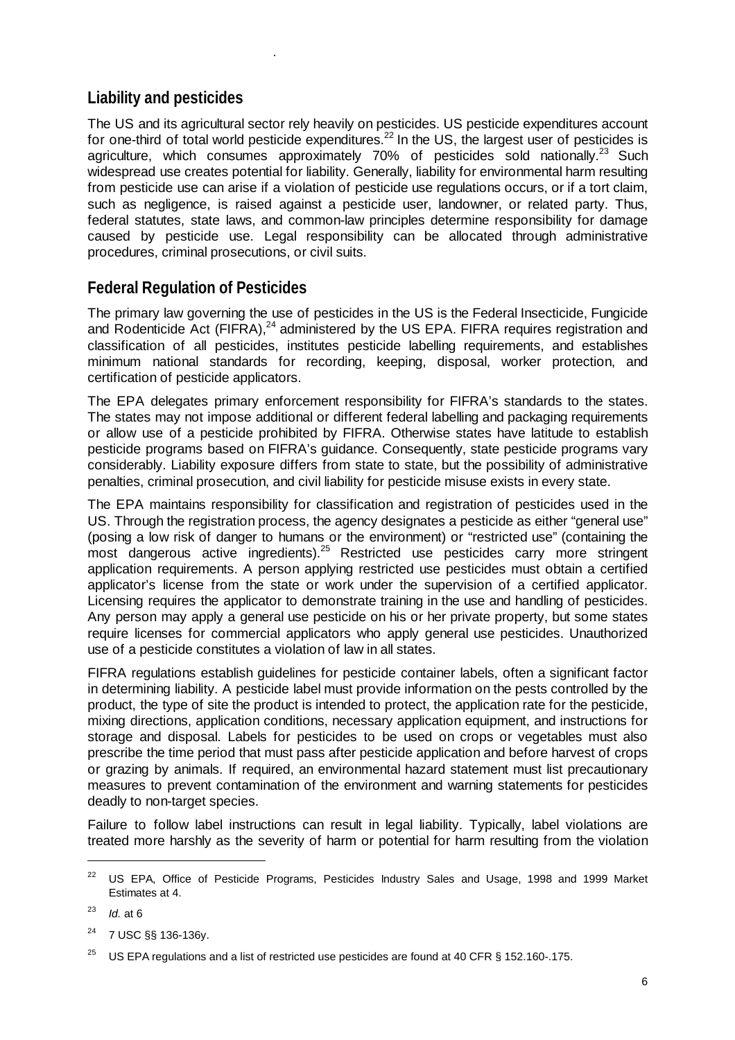## Liability and pesticides

The US and its agricultural sector rely heavily on pesticides. US pesticide expenditures account for one-third of total world pesticide expenditures.[22] In the US, the largest user of pesticides is agriculture, which consumes approximately 70% of pesticides sold nationally.[23] Such widespread use creates potential for liability. Generally, liability for environmental harm resulting from pesticide use can arise if a violation of pesticide use regulations occurs, or if a tort claim, such as negligence, is raised against a pesticide user, landowner, or related party. Thus, federal statutes, state laws, and common-law principles determine responsibility for damage caused by pesticide use. Legal responsibility can be allocated through administrative procedures, criminal prosecutions, or civil suits.

## Federal Regulation of Pesticides

The primary law governing the use of pesticides in the US is the Federal Insecticide, Fungicide and Rodenticide Act (FIFRA),[24] administered by the US EPA. FIFRA requires registration and classification of all pesticides, institutes pesticide labelling requirements, and establishes minimum national standards for recording, keeping, disposal, worker protection, and certification of pesticide applicators.

The EPA delegates primary enforcement responsibility for FIFRA's standards to the states. The states may not impose additional or different federal labelling and packaging requirements or allow use of a pesticide prohibited by FIFRA. Otherwise states have latitude to establish pesticide programs based on FIFRA's guidance. Consequently, state pesticide programs vary considerably. Liability exposure differs from state to state, but the possibility of administrative penalties, criminal prosecution, and civil liability for pesticide misuse exists in every state.

The EPA maintains responsibility for classification and registration of pesticides used in the US. Through the registration process, the agency designates a pesticide as either "general use" (posing a low risk of danger to humans or the environment) or "restricted use" (containing the most dangerous active ingredients).[25] Restricted use pesticides carry more stringent application requirements. A person applying restricted use pesticides must obtain a certified applicator's license from the state or work under the supervision of a certified applicator. Licensing requires the applicator to demonstrate training in the use and handling of pesticides. Any person may apply a general use pesticide on his or her private property, but some states require licenses for commercial applicators who apply general use pesticides. Unauthorized use of a pesticide constitutes a violation of law in all states.

FIFRA regulations establish guidelines for pesticide container labels, often a significant factor in determining liability. A pesticide label must provide information on the pests controlled by the product, the type of site the product is intended to protect, the application rate for the pesticide, mixing directions, application conditions, necessary application equipment, and instructions for storage and disposal. Labels for pesticides to be used on crops or vegetables must also prescribe the time period that must pass after pesticide application and before harvest of crops or grazing by animals. If required, an environmental hazard statement must list precautionary measures to prevent contamination of the environment and warning statements for pesticides deadly to non-target species.

Failure to follow label instructions can result in legal liability. Typically, label violations are treated more harshly as the severity of harm or potential for harm resulting from the violation

---

[22] US EPA, Office of Pesticide Programs, Pesticides Industry Sales and Usage, 1998 and 1999 Market Estimates at 4.

[23] *Id.* at 6

[24] 7 USC §§ 136-136y.

[25] US EPA regulations and a list of restricted use pesticides are found at 40 CFR § 152.160-.175.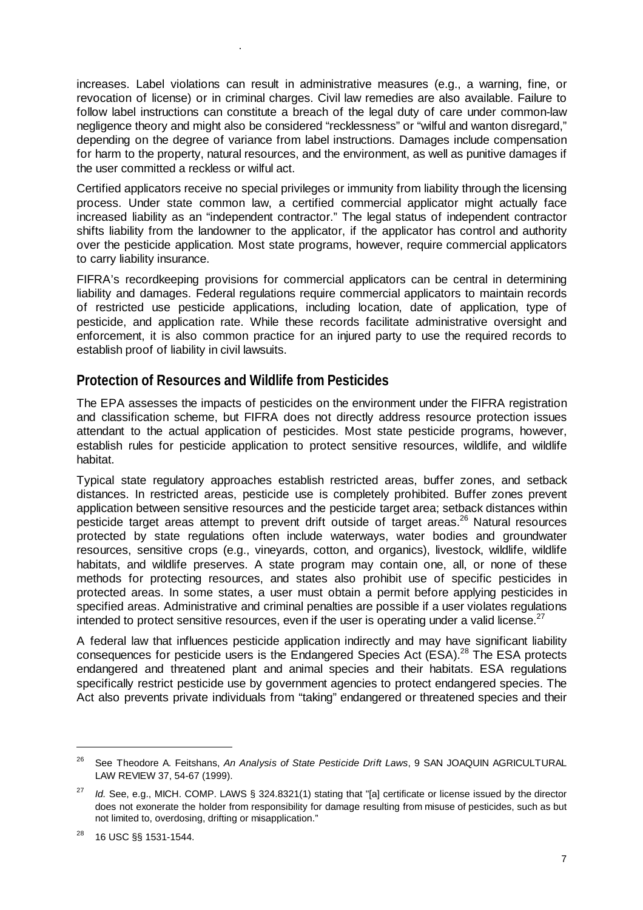increases. Label violations can result in administrative measures (e.g., a warning, fine, or revocation of license) or in criminal charges. Civil law remedies are also available. Failure to follow label instructions can constitute a breach of the legal duty of care under common-law negligence theory and might also be considered "recklessness" or "wilful and wanton disregard," depending on the degree of variance from label instructions. Damages include compensation for harm to the property, natural resources, and the environment, as well as punitive damages if the user committed a reckless or wilful act.

Certified applicators receive no special privileges or immunity from liability through the licensing process. Under state common law, a certified commercial applicator might actually face increased liability as an "independent contractor." The legal status of independent contractor shifts liability from the landowner to the applicator, if the applicator has control and authority over the pesticide application. Most state programs, however, require commercial applicators to carry liability insurance.

FIFRA's recordkeeping provisions for commercial applicators can be central in determining liability and damages. Federal regulations require commercial applicators to maintain records of restricted use pesticide applications, including location, date of application, type of pesticide, and application rate. While these records facilitate administrative oversight and enforcement, it is also common practice for an injured party to use the required records to establish proof of liability in civil lawsuits.

## Protection of Resources and Wildlife from Pesticides

The EPA assesses the impacts of pesticides on the environment under the FIFRA registration and classification scheme, but FIFRA does not directly address resource protection issues attendant to the actual application of pesticides. Most state pesticide programs, however, establish rules for pesticide application to protect sensitive resources, wildlife, and wildlife habitat.

Typical state regulatory approaches establish restricted areas, buffer zones, and setback distances. In restricted areas, pesticide use is completely prohibited. Buffer zones prevent application between sensitive resources and the pesticide target area; setback distances within pesticide target areas attempt to prevent drift outside of target areas.[26] Natural resources protected by state regulations often include waterways, water bodies and groundwater resources, sensitive crops (e.g., vineyards, cotton, and organics), livestock, wildlife, wildlife habitats, and wildlife preserves. A state program may contain one, all, or none of these methods for protecting resources, and states also prohibit use of specific pesticides in protected areas. In some states, a user must obtain a permit before applying pesticides in specified areas. Administrative and criminal penalties are possible if a user violates regulations intended to protect sensitive resources, even if the user is operating under a valid license.[27]

A federal law that influences pesticide application indirectly and may have significant liability consequences for pesticide users is the Endangered Species Act (ESA).[28] The ESA protects endangered and threatened plant and animal species and their habitats. ESA regulations specifically restrict pesticide use by government agencies to protect endangered species. The Act also prevents private individuals from "taking" endangered or threatened species and their

---

[26] See Theodore A. Feitshans, *An Analysis of State Pesticide Drift Laws*, 9 SAN JOAQUIN AGRICULTURAL LAW REVIEW 37, 54-67 (1999).

[27] *Id.* See, e.g., MICH. COMP. LAWS § 324.8321(1) stating that "[a] certificate or license issued by the director does not exonerate the holder from responsibility for damage resulting from misuse of pesticides, such as but not limited to, overdosing, drifting or misapplication."

[28] 16 USC §§ 1531-1544.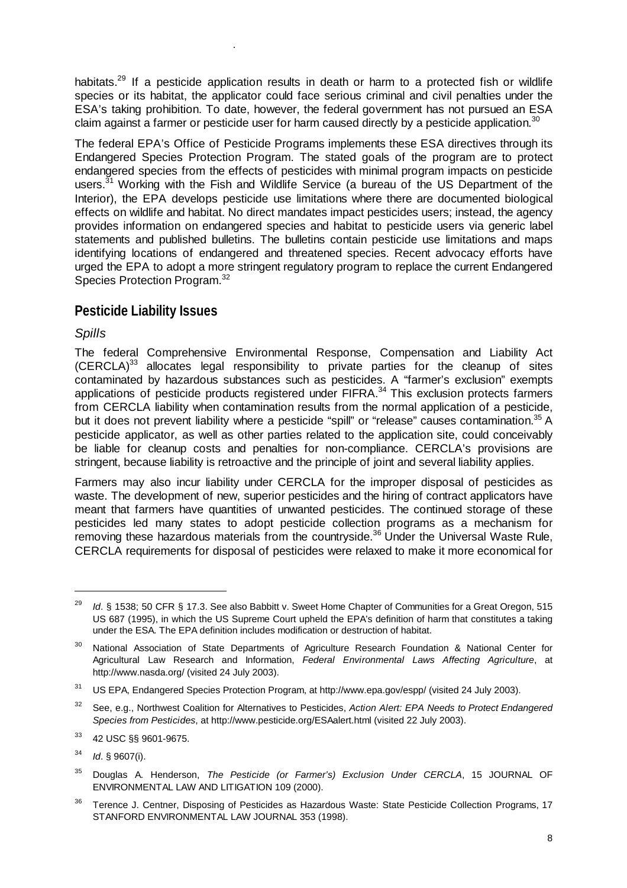habitats.[29] If a pesticide application results in death or harm to a protected fish or wildlife species or its habitat, the applicator could face serious criminal and civil penalties under the ESA's taking prohibition. To date, however, the federal government has not pursued an ESA claim against a farmer or pesticide user for harm caused directly by a pesticide application.[30]

The federal EPA's Office of Pesticide Programs implements these ESA directives through its Endangered Species Protection Program. The stated goals of the program are to protect endangered species from the effects of pesticides with minimal program impacts on pesticide users.[31] Working with the Fish and Wildlife Service (a bureau of the US Department of the Interior), the EPA develops pesticide use limitations where there are documented biological effects on wildlife and habitat. No direct mandates impact pesticides users; instead, the agency provides information on endangered species and habitat to pesticide users via generic label statements and published bulletins. The bulletins contain pesticide use limitations and maps identifying locations of endangered and threatened species. Recent advocacy efforts have urged the EPA to adopt a more stringent regulatory program to replace the current Endangered Species Protection Program.[32]

## Pesticide Liability Issues

### *Spills*

The federal Comprehensive Environmental Response, Compensation and Liability Act (CERCLA)[33] allocates legal responsibility to private parties for the cleanup of sites contaminated by hazardous substances such as pesticides. A "farmer's exclusion" exempts applications of pesticide products registered under FIFRA.[34] This exclusion protects farmers from CERCLA liability when contamination results from the normal application of a pesticide, but it does not prevent liability where a pesticide "spill" or "release" causes contamination.[35] A pesticide applicator, as well as other parties related to the application site, could conceivably be liable for cleanup costs and penalties for non-compliance. CERCLA's provisions are stringent, because liability is retroactive and the principle of joint and several liability applies.

Farmers may also incur liability under CERCLA for the improper disposal of pesticides as waste. The development of new, superior pesticides and the hiring of contract applicators have meant that farmers have quantities of unwanted pesticides. The continued storage of these pesticides led many states to adopt pesticide collection programs as a mechanism for removing these hazardous materials from the countryside.[36] Under the Universal Waste Rule, CERCLA requirements for disposal of pesticides were relaxed to make it more economical for

---

[29] *Id*. § 1538; 50 CFR § 17.3. See also Babbitt v. Sweet Home Chapter of Communities for a Great Oregon, 515 US 687 (1995), in which the US Supreme Court upheld the EPA's definition of harm that constitutes a taking under the ESA. The EPA definition includes modification or destruction of habitat.

[30] National Association of State Departments of Agriculture Research Foundation & National Center for Agricultural Law Research and Information, *Federal Environmental Laws Affecting Agriculture*, at http://www.nasda.org/ (visited 24 July 2003).

[31] US EPA, Endangered Species Protection Program, at http://www.epa.gov/espp/ (visited 24 July 2003).

[32] See, e.g., Northwest Coalition for Alternatives to Pesticides, *Action Alert: EPA Needs to Protect Endangered Species from Pesticides*, at http://www.pesticide.org/ESAalert.html (visited 22 July 2003).

[33] 42 USC §§ 9601-9675.

[34] *Id*. § 9607(i).

[35] Douglas A. Henderson, *The Pesticide (or Farmer's) Exclusion Under CERCLA*, 15 JOURNAL OF ENVIRONMENTAL LAW AND LITIGATION 109 (2000).

[36] Terence J. Centner, Disposing of Pesticides as Hazardous Waste: State Pesticide Collection Programs, 17 STANFORD ENVIRONMENTAL LAW JOURNAL 353 (1998).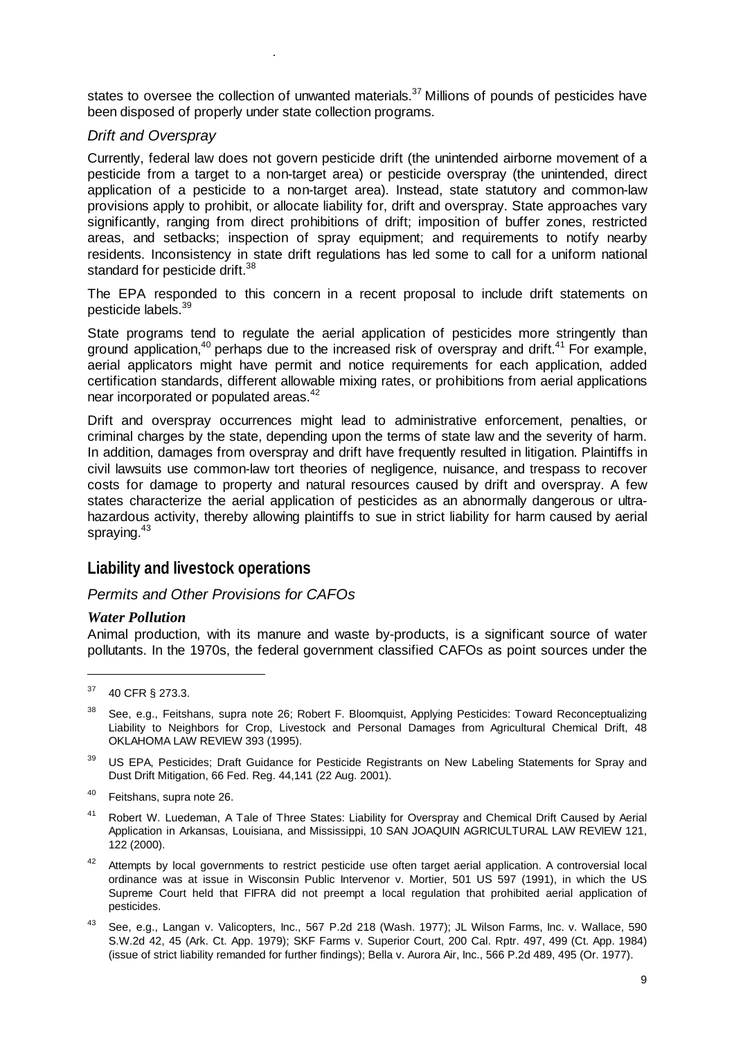states to oversee the collection of unwanted materials.[37] Millions of pounds of pesticides have been disposed of properly under state collection programs.

*Drift and Overspray*

Currently, federal law does not govern pesticide drift (the unintended airborne movement of a pesticide from a target to a non-target area) or pesticide overspray (the unintended, direct application of a pesticide to a non-target area). Instead, state statutory and common-law provisions apply to prohibit, or allocate liability for, drift and overspray. State approaches vary significantly, ranging from direct prohibitions of drift; imposition of buffer zones, restricted areas, and setbacks; inspection of spray equipment; and requirements to notify nearby residents. Inconsistency in state drift regulations has led some to call for a uniform national standard for pesticide drift.[38]

The EPA responded to this concern in a recent proposal to include drift statements on pesticide labels.[39]

State programs tend to regulate the aerial application of pesticides more stringently than ground application,[40] perhaps due to the increased risk of overspray and drift.[41] For example, aerial applicators might have permit and notice requirements for each application, added certification standards, different allowable mixing rates, or prohibitions from aerial applications near incorporated or populated areas.[42]

Drift and overspray occurrences might lead to administrative enforcement, penalties, or criminal charges by the state, depending upon the terms of state law and the severity of harm. In addition, damages from overspray and drift have frequently resulted in litigation. Plaintiffs in civil lawsuits use common-law tort theories of negligence, nuisance, and trespass to recover costs for damage to property and natural resources caused by drift and overspray. A few states characterize the aerial application of pesticides as an abnormally dangerous or ultra-hazardous activity, thereby allowing plaintiffs to sue in strict liability for harm caused by aerial spraying.[43]

## Liability and livestock operations

*Permits and Other Provisions for CAFOs*

***Water Pollution***

Animal production, with its manure and waste by-products, is a significant source of water pollutants. In the 1970s, the federal government classified CAFOs as point sources under the

---

[37] 40 CFR § 273.3.

[38] See, e.g., Feitshans, supra note 26; Robert F. Bloomquist, Applying Pesticides: Toward Reconceptualizing Liability to Neighbors for Crop, Livestock and Personal Damages from Agricultural Chemical Drift, 48 OKLAHOMA LAW REVIEW 393 (1995).

[39] US EPA, Pesticides; Draft Guidance for Pesticide Registrants on New Labeling Statements for Spray and Dust Drift Mitigation, 66 Fed. Reg. 44,141 (22 Aug. 2001).

[40] Feitshans, supra note 26.

[41] Robert W. Luedeman, A Tale of Three States: Liability for Overspray and Chemical Drift Caused by Aerial Application in Arkansas, Louisiana, and Mississippi, 10 SAN JOAQUIN AGRICULTURAL LAW REVIEW 121, 122 (2000).

[42] Attempts by local governments to restrict pesticide use often target aerial application. A controversial local ordinance was at issue in Wisconsin Public Intervenor v. Mortier, 501 US 597 (1991), in which the US Supreme Court held that FIFRA did not preempt a local regulation that prohibited aerial application of pesticides.

[43] See, e.g., Langan v. Valicopters, Inc., 567 P.2d 218 (Wash. 1977); JL Wilson Farms, Inc. v. Wallace, 590 S.W.2d 42, 45 (Ark. Ct. App. 1979); SKF Farms v. Superior Court, 200 Cal. Rptr. 497, 499 (Ct. App. 1984) (issue of strict liability remanded for further findings); Bella v. Aurora Air, Inc., 566 P.2d 489, 495 (Or. 1977).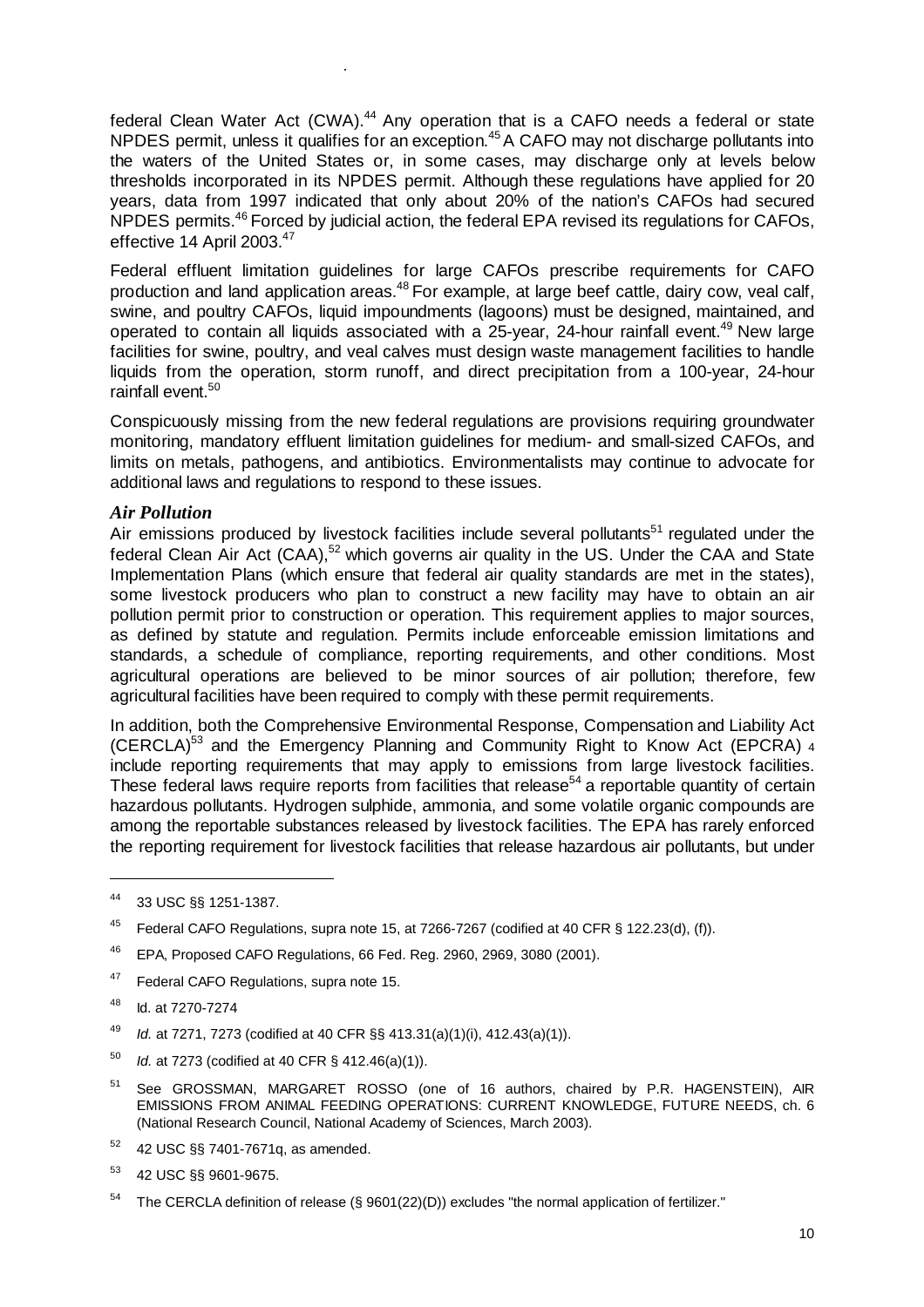federal Clean Water Act (CWA).[44] Any operation that is a CAFO needs a federal or state NPDES permit, unless it qualifies for an exception.[45] A CAFO may not discharge pollutants into the waters of the United States or, in some cases, may discharge only at levels below thresholds incorporated in its NPDES permit. Although these regulations have applied for 20 years, data from 1997 indicated that only about 20% of the nation's CAFOs had secured NPDES permits.[46] Forced by judicial action, the federal EPA revised its regulations for CAFOs, effective 14 April 2003.[47]

Federal effluent limitation guidelines for large CAFOs prescribe requirements for CAFO production and land application areas.[48] For example, at large beef cattle, dairy cow, veal calf, swine, and poultry CAFOs, liquid impoundments (lagoons) must be designed, maintained, and operated to contain all liquids associated with a 25-year, 24-hour rainfall event.[49] New large facilities for swine, poultry, and veal calves must design waste management facilities to handle liquids from the operation, storm runoff, and direct precipitation from a 100-year, 24-hour rainfall event.[50]

Conspicuously missing from the new federal regulations are provisions requiring groundwater monitoring, mandatory effluent limitation guidelines for medium- and small-sized CAFOs, and limits on metals, pathogens, and antibiotics. Environmentalists may continue to advocate for additional laws and regulations to respond to these issues.

### *Air Pollution*

Air emissions produced by livestock facilities include several pollutants[51] regulated under the federal Clean Air Act (CAA),[52] which governs air quality in the US. Under the CAA and State Implementation Plans (which ensure that federal air quality standards are met in the states), some livestock producers who plan to construct a new facility may have to obtain an air pollution permit prior to construction or operation. This requirement applies to major sources, as defined by statute and regulation. Permits include enforceable emission limitations and standards, a schedule of compliance, reporting requirements, and other conditions. Most agricultural operations are believed to be minor sources of air pollution; therefore, few agricultural facilities have been required to comply with these permit requirements.

In addition, both the Comprehensive Environmental Response, Compensation and Liability Act (CERCLA)[53] and the Emergency Planning and Community Right to Know Act (EPCRA) [4] include reporting requirements that may apply to emissions from large livestock facilities. These federal laws require reports from facilities that release[54] a reportable quantity of certain hazardous pollutants. Hydrogen sulphide, ammonia, and some volatile organic compounds are among the reportable substances released by livestock facilities. The EPA has rarely enforced the reporting requirement for livestock facilities that release hazardous air pollutants, but under

---

[44] 33 USC §§ 1251-1387.

[45] Federal CAFO Regulations, supra note 15, at 7266-7267 (codified at 40 CFR § 122.23(d), (f)).

[46] EPA, Proposed CAFO Regulations, 66 Fed. Reg. 2960, 2969, 3080 (2001).

[47] Federal CAFO Regulations, supra note 15.

[48] Id. at 7270-7274

[49] *Id.* at 7271, 7273 (codified at 40 CFR §§ 413.31(a)(1)(i), 412.43(a)(1)).

[50] *Id.* at 7273 (codified at 40 CFR § 412.46(a)(1)).

[51] See GROSSMAN, MARGARET ROSSO (one of 16 authors, chaired by P.R. HAGENSTEIN), AIR EMISSIONS FROM ANIMAL FEEDING OPERATIONS: CURRENT KNOWLEDGE, FUTURE NEEDS, ch. 6 (National Research Council, National Academy of Sciences, March 2003).

[52] 42 USC §§ 7401-7671q, as amended.

[53] 42 USC §§ 9601-9675.

[54] The CERCLA definition of release (§ 9601(22)(D)) excludes "the normal application of fertilizer."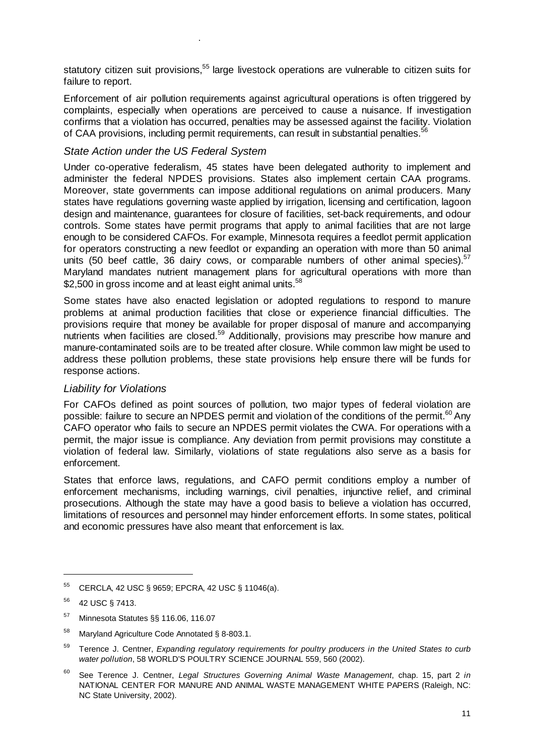statutory citizen suit provisions,[55] large livestock operations are vulnerable to citizen suits for failure to report.

Enforcement of air pollution requirements against agricultural operations is often triggered by complaints, especially when operations are perceived to cause a nuisance. If investigation confirms that a violation has occurred, penalties may be assessed against the facility. Violation of CAA provisions, including permit requirements, can result in substantial penalties.[56]

### *State Action under the US Federal System*

Under co-operative federalism, 45 states have been delegated authority to implement and administer the federal NPDES provisions. States also implement certain CAA programs. Moreover, state governments can impose additional regulations on animal producers. Many states have regulations governing waste applied by irrigation, licensing and certification, lagoon design and maintenance, guarantees for closure of facilities, set-back requirements, and odour controls. Some states have permit programs that apply to animal facilities that are not large enough to be considered CAFOs. For example, Minnesota requires a feedlot permit application for operators constructing a new feedlot or expanding an operation with more than 50 animal units (50 beef cattle, 36 dairy cows, or comparable numbers of other animal species).[57] Maryland mandates nutrient management plans for agricultural operations with more than $2,500 in gross income and at least eight animal units.[58]

Some states have also enacted legislation or adopted regulations to respond to manure problems at animal production facilities that close or experience financial difficulties. The provisions require that money be available for proper disposal of manure and accompanying nutrients when facilities are closed.[59] Additionally, provisions may prescribe how manure and manure-contaminated soils are to be treated after closure. While common law might be used to address these pollution problems, these state provisions help ensure there will be funds for response actions.

### *Liability for Violations*

For CAFOs defined as point sources of pollution, two major types of federal violation are possible: failure to secure an NPDES permit and violation of the conditions of the permit.[60] Any CAFO operator who fails to secure an NPDES permit violates the CWA. For operations with a permit, the major issue is compliance. Any deviation from permit provisions may constitute a violation of federal law. Similarly, violations of state regulations also serve as a basis for enforcement.

States that enforce laws, regulations, and CAFO permit conditions employ a number of enforcement mechanisms, including warnings, civil penalties, injunctive relief, and criminal prosecutions. Although the state may have a good basis to believe a violation has occurred, limitations of resources and personnel may hinder enforcement efforts. In some states, political and economic pressures have also meant that enforcement is lax.

---

[55] CERCLA, 42 USC § 9659; EPCRA, 42 USC § 11046(a).

[56] 42 USC § 7413.

[57] Minnesota Statutes §§ 116.06, 116.07

[58] Maryland Agriculture Code Annotated § 8-803.1.

[59] Terence J. Centner, *Expanding regulatory requirements for poultry producers in the United States to curb water pollution*, 58 WORLD'S POULTRY SCIENCE JOURNAL 559, 560 (2002).

[60] See Terence J. Centner, *Legal Structures Governing Animal Waste Management*, chap. 15, part 2 *in* NATIONAL CENTER FOR MANURE AND ANIMAL WASTE MANAGEMENT WHITE PAPERS (Raleigh, NC: NC State University, 2002).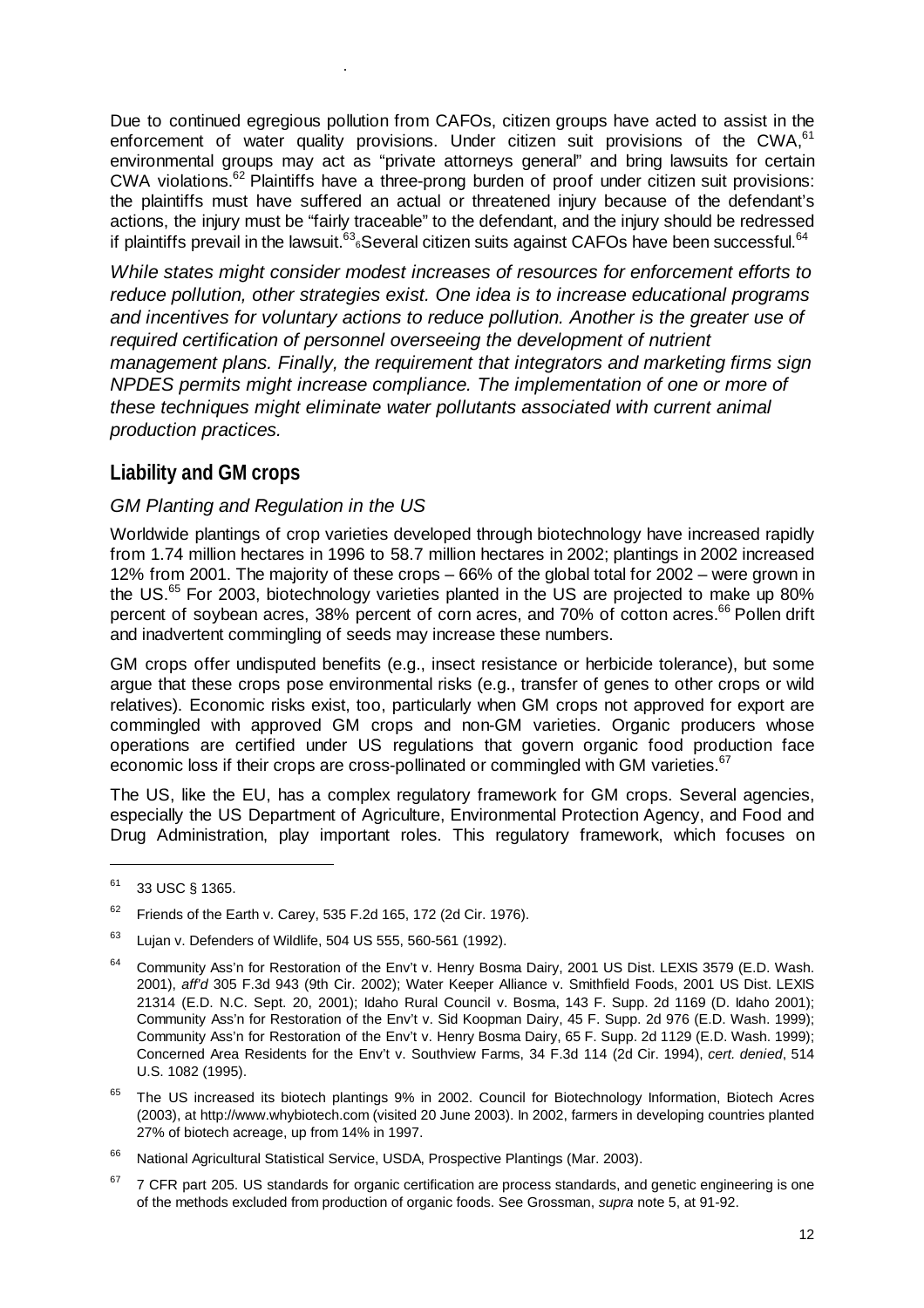Due to continued egregious pollution from CAFOs, citizen groups have acted to assist in the enforcement of water quality provisions. Under citizen suit provisions of the CWA,[61] environmental groups may act as "private attorneys general" and bring lawsuits for certain CWA violations.[62] Plaintiffs have a three-prong burden of proof under citizen suit provisions: the plaintiffs must have suffered an actual or threatened injury because of the defendant's actions, the injury must be "fairly traceable" to the defendant, and the injury should be redressed if plaintiffs prevail in the lawsuit.[63] Several citizen suits against CAFOs have been successful.[64]

*While states might consider modest increases of resources for enforcement efforts to reduce pollution, other strategies exist. One idea is to increase educational programs and incentives for voluntary actions to reduce pollution. Another is the greater use of required certification of personnel overseeing the development of nutrient management plans. Finally, the requirement that integrators and marketing firms sign NPDES permits might increase compliance. The implementation of one or more of these techniques might eliminate water pollutants associated with current animal production practices.*

## Liability and GM crops

### *GM Planting and Regulation in the US*

Worldwide plantings of crop varieties developed through biotechnology have increased rapidly from 1.74 million hectares in 1996 to 58.7 million hectares in 2002; plantings in 2002 increased 12% from 2001. The majority of these crops – 66% of the global total for 2002 – were grown in the US.[65] For 2003, biotechnology varieties planted in the US are projected to make up 80% percent of soybean acres, 38% percent of corn acres, and 70% of cotton acres.[66] Pollen drift and inadvertent commingling of seeds may increase these numbers.

GM crops offer undisputed benefits (e.g., insect resistance or herbicide tolerance), but some argue that these crops pose environmental risks (e.g., transfer of genes to other crops or wild relatives). Economic risks exist, too, particularly when GM crops not approved for export are commingled with approved GM crops and non-GM varieties. Organic producers whose operations are certified under US regulations that govern organic food production face economic loss if their crops are cross-pollinated or commingled with GM varieties.[67]

The US, like the EU, has a complex regulatory framework for GM crops. Several agencies, especially the US Department of Agriculture, Environmental Protection Agency, and Food and Drug Administration, play important roles. This regulatory framework, which focuses on

---

[61] 33 USC § 1365.

[62] Friends of the Earth v. Carey, 535 F.2d 165, 172 (2d Cir. 1976).

[63] Lujan v. Defenders of Wildlife, 504 US 555, 560-561 (1992).

[64] Community Ass'n for Restoration of the Env't v. Henry Bosma Dairy, 2001 US Dist. LEXIS 3579 (E.D. Wash. 2001), *aff'd* 305 F.3d 943 (9th Cir. 2002); Water Keeper Alliance v. Smithfield Foods, 2001 US Dist. LEXIS 21314 (E.D. N.C. Sept. 20, 2001); Idaho Rural Council v. Bosma, 143 F. Supp. 2d 1169 (D. Idaho 2001); Community Ass'n for Restoration of the Env't v. Sid Koopman Dairy, 45 F. Supp. 2d 976 (E.D. Wash. 1999); Community Ass'n for Restoration of the Env't v. Henry Bosma Dairy, 65 F. Supp. 2d 1129 (E.D. Wash. 1999); Concerned Area Residents for the Env't v. Southview Farms, 34 F.3d 114 (2d Cir. 1994), *cert. denied*, 514 U.S. 1082 (1995).

[65] The US increased its biotech plantings 9% in 2002. Council for Biotechnology Information, Biotech Acres (2003), at http://www.whybiotech.com (visited 20 June 2003). In 2002, farmers in developing countries planted 27% of biotech acreage, up from 14% in 1997.

[66] National Agricultural Statistical Service, USDA, Prospective Plantings (Mar. 2003).

[67] 7 CFR part 205. US standards for organic certification are process standards, and genetic engineering is one of the methods excluded from production of organic foods. See Grossman, *supra* note 5, at 91-92.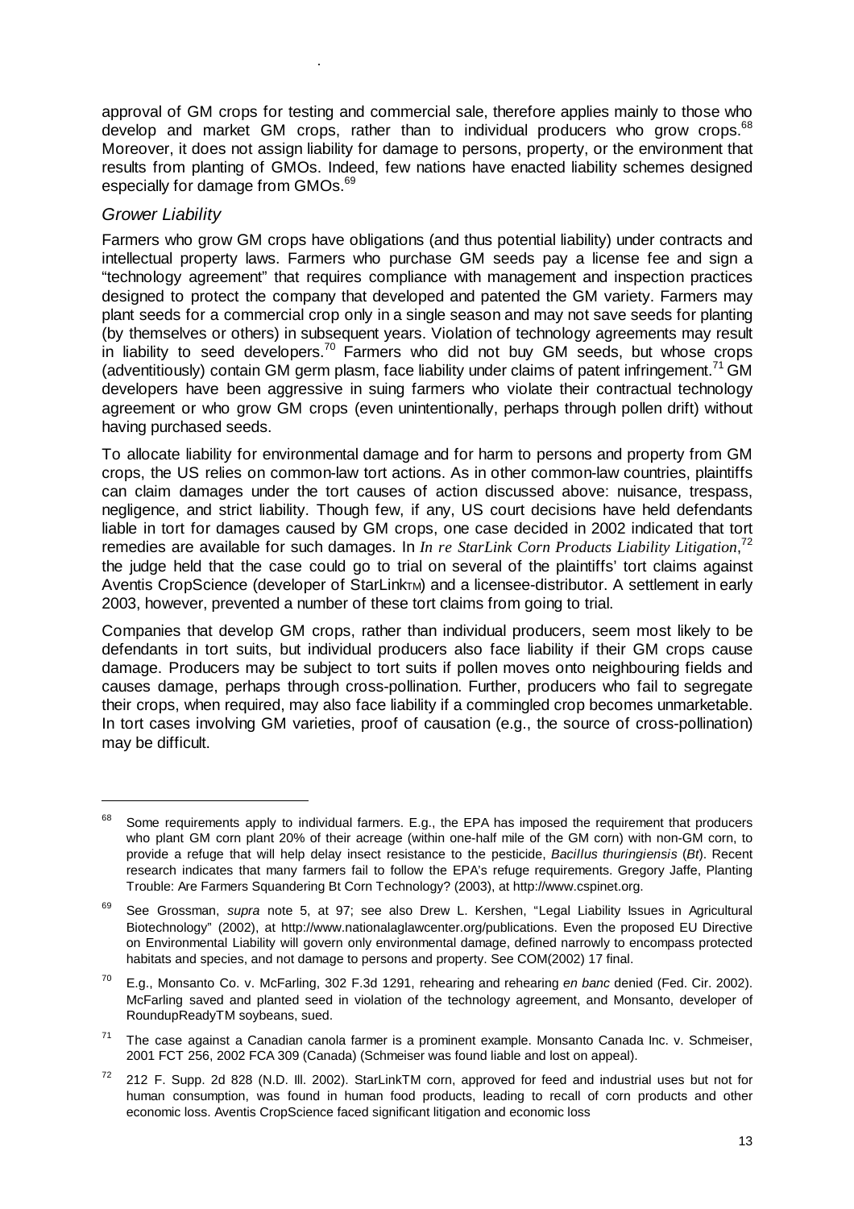approval of GM crops for testing and commercial sale, therefore applies mainly to those who develop and market GM crops, rather than to individual producers who grow crops.[68] Moreover, it does not assign liability for damage to persons, property, or the environment that results from planting of GMOs. Indeed, few nations have enacted liability schemes designed especially for damage from GMOs.[69]

### *Grower Liability*

Farmers who grow GM crops have obligations (and thus potential liability) under contracts and intellectual property laws. Farmers who purchase GM seeds pay a license fee and sign a "technology agreement" that requires compliance with management and inspection practices designed to protect the company that developed and patented the GM variety. Farmers may plant seeds for a commercial crop only in a single season and may not save seeds for planting (by themselves or others) in subsequent years. Violation of technology agreements may result in liability to seed developers.[70] Farmers who did not buy GM seeds, but whose crops (adventitiously) contain GM germ plasm, face liability under claims of patent infringement.[71] GM developers have been aggressive in suing farmers who violate their contractual technology agreement or who grow GM crops (even unintentionally, perhaps through pollen drift) without having purchased seeds.

To allocate liability for environmental damage and for harm to persons and property from GM crops, the US relies on common-law tort actions. As in other common-law countries, plaintiffs can claim damages under the tort causes of action discussed above: nuisance, trespass, negligence, and strict liability. Though few, if any, US court decisions have held defendants liable in tort for damages caused by GM crops, one case decided in 2002 indicated that tort remedies are available for such damages. In *In re StarLink Corn Products Liability Litigation*,[72] the judge held that the case could go to trial on several of the plaintiffs' tort claims against Aventis CropScience (developer of StarLinkTM) and a licensee-distributor. A settlement in early 2003, however, prevented a number of these tort claims from going to trial.

Companies that develop GM crops, rather than individual producers, seem most likely to be defendants in tort suits, but individual producers also face liability if their GM crops cause damage. Producers may be subject to tort suits if pollen moves onto neighbouring fields and causes damage, perhaps through cross-pollination. Further, producers who fail to segregate their crops, when required, may also face liability if a commingled crop becomes unmarketable. In tort cases involving GM varieties, proof of causation (e.g., the source of cross-pollination) may be difficult.

---

[68] Some requirements apply to individual farmers. E.g., the EPA has imposed the requirement that producers who plant GM corn plant 20% of their acreage (within one-half mile of the GM corn) with non-GM corn, to provide a refuge that will help delay insect resistance to the pesticide, *Bacillus thuringiensis* (*Bt*). Recent research indicates that many farmers fail to follow the EPA's refuge requirements. Gregory Jaffe, Planting Trouble: Are Farmers Squandering Bt Corn Technology? (2003), at http://www.cspinet.org.

[69] See Grossman, *supra* note 5, at 97; see also Drew L. Kershen, "Legal Liability Issues in Agricultural Biotechnology" (2002), at http://www.nationalaglawcenter.org/publications. Even the proposed EU Directive on Environmental Liability will govern only environmental damage, defined narrowly to encompass protected habitats and species, and not damage to persons and property. See COM(2002) 17 final.

[70] E.g., Monsanto Co. v. McFarling, 302 F.3d 1291, rehearing and rehearing *en banc* denied (Fed. Cir. 2002). McFarling saved and planted seed in violation of the technology agreement, and Monsanto, developer of RoundupReadyTM soybeans, sued.

[71] The case against a Canadian canola farmer is a prominent example. Monsanto Canada Inc. v. Schmeiser, 2001 FCT 256, 2002 FCA 309 (Canada) (Schmeiser was found liable and lost on appeal).

[72] 212 F. Supp. 2d 828 (N.D. Ill. 2002). StarLinkTM corn, approved for feed and industrial uses but not for human consumption, was found in human food products, leading to recall of corn products and other economic loss. Aventis CropScience faced significant litigation and economic loss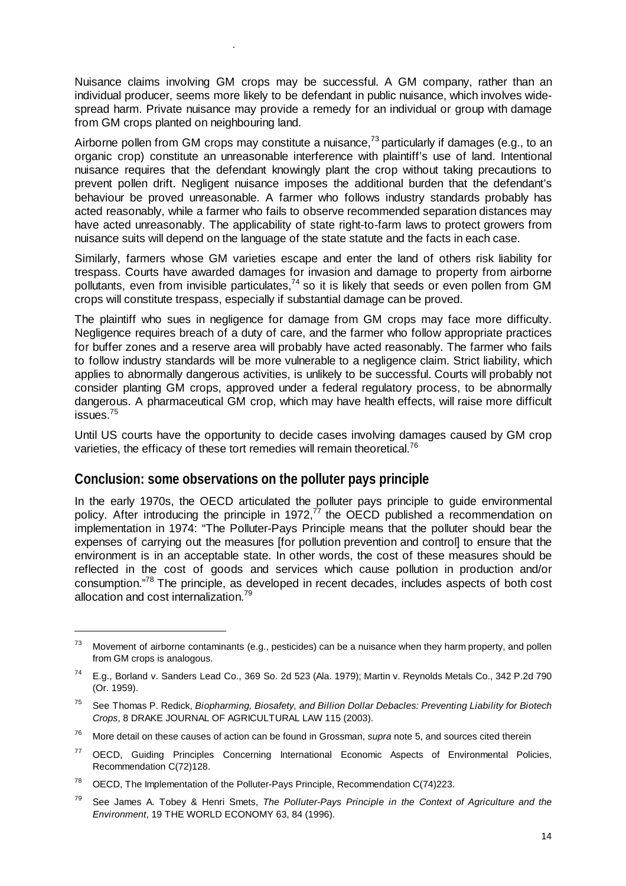Nuisance claims involving GM crops may be successful. A GM company, rather than an individual producer, seems more likely to be defendant in public nuisance, which involves wide-spread harm. Private nuisance may provide a remedy for an individual or group with damage from GM crops planted on neighbouring land.

Airborne pollen from GM crops may constitute a nuisance,[73] particularly if damages (e.g., to an organic crop) constitute an unreasonable interference with plaintiff's use of land. Intentional nuisance requires that the defendant knowingly plant the crop without taking precautions to prevent pollen drift. Negligent nuisance imposes the additional burden that the defendant's behaviour be proved unreasonable. A farmer who follows industry standards probably has acted reasonably, while a farmer who fails to observe recommended separation distances may have acted unreasonably. The applicability of state right-to-farm laws to protect growers from nuisance suits will depend on the language of the state statute and the facts in each case.

Similarly, farmers whose GM varieties escape and enter the land of others risk liability for trespass. Courts have awarded damages for invasion and damage to property from airborne pollutants, even from invisible particulates,[74] so it is likely that seeds or even pollen from GM crops will constitute trespass, especially if substantial damage can be proved.

The plaintiff who sues in negligence for damage from GM crops may face more difficulty. Negligence requires breach of a duty of care, and the farmer who follow appropriate practices for buffer zones and a reserve area will probably have acted reasonably. The farmer who fails to follow industry standards will be more vulnerable to a negligence claim. Strict liability, which applies to abnormally dangerous activities, is unlikely to be successful. Courts will probably not consider planting GM crops, approved under a federal regulatory process, to be abnormally dangerous. A pharmaceutical GM crop, which may have health effects, will raise more difficult issues.[75]

Until US courts have the opportunity to decide cases involving damages caused by GM crop varieties, the efficacy of these tort remedies will remain theoretical.[76]

## Conclusion: some observations on the polluter pays principle

In the early 1970s, the OECD articulated the polluter pays principle to guide environmental policy. After introducing the principle in 1972,[77] the OECD published a recommendation on implementation in 1974: "The Polluter-Pays Principle means that the polluter should bear the expenses of carrying out the measures [for pollution prevention and control] to ensure that the environment is in an acceptable state. In other words, the cost of these measures should be reflected in the cost of goods and services which cause pollution in production and/or consumption."[78] The principle, as developed in recent decades, includes aspects of both cost allocation and cost internalization.[79]

---

[73] Movement of airborne contaminants (e.g., pesticides) can be a nuisance when they harm property, and pollen from GM crops is analogous.

[74] E.g., Borland v. Sanders Lead Co., 369 So. 2d 523 (Ala. 1979); Martin v. Reynolds Metals Co., 342 P.2d 790 (Or. 1959).

[75] See Thomas P. Redick, *Biopharming, Biosafety, and Billion Dollar Debacles: Preventing Liability for Biotech Crops*, 8 DRAKE JOURNAL OF AGRICULTURAL LAW 115 (2003).

[76] More detail on these causes of action can be found in Grossman, *supra* note 5, and sources cited therein

[77] OECD, Guiding Principles Concerning International Economic Aspects of Environmental Policies, Recommendation C(72)128.

[78] OECD, The Implementation of the Polluter-Pays Principle, Recommendation C(74)223.

[79] See James A. Tobey & Henri Smets, *The Polluter-Pays Principle in the Context of Agriculture and the Environment*, 19 THE WORLD ECONOMY 63, 84 (1996).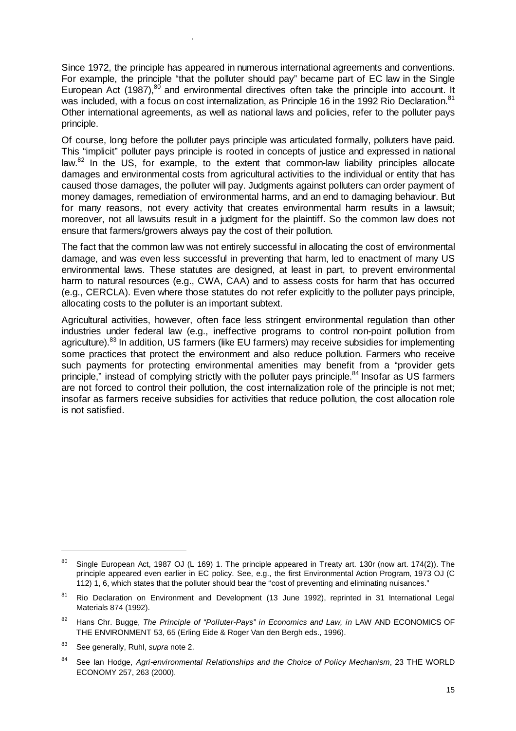Since 1972, the principle has appeared in numerous international agreements and conventions. For example, the principle "that the polluter should pay" became part of EC law in the Single European Act (1987),[80] and environmental directives often take the principle into account. It was included, with a focus on cost internalization, as Principle 16 in the 1992 Rio Declaration.[81] Other international agreements, as well as national laws and policies, refer to the polluter pays principle.

Of course, long before the polluter pays principle was articulated formally, polluters have paid. This "implicit" polluter pays principle is rooted in concepts of justice and expressed in national law.[82] In the US, for example, to the extent that common-law liability principles allocate damages and environmental costs from agricultural activities to the individual or entity that has caused those damages, the polluter will pay. Judgments against polluters can order payment of money damages, remediation of environmental harms, and an end to damaging behaviour. But for many reasons, not every activity that creates environmental harm results in a lawsuit; moreover, not all lawsuits result in a judgment for the plaintiff. So the common law does not ensure that farmers/growers always pay the cost of their pollution.

The fact that the common law was not entirely successful in allocating the cost of environmental damage, and was even less successful in preventing that harm, led to enactment of many US environmental laws. These statutes are designed, at least in part, to prevent environmental harm to natural resources (e.g., CWA, CAA) and to assess costs for harm that has occurred (e.g., CERCLA). Even where those statutes do not refer explicitly to the polluter pays principle, allocating costs to the polluter is an important subtext.

Agricultural activities, however, often face less stringent environmental regulation than other industries under federal law (e.g., ineffective programs to control non-point pollution from agriculture).[83] In addition, US farmers (like EU farmers) may receive subsidies for implementing some practices that protect the environment and also reduce pollution. Farmers who receive such payments for protecting environmental amenities may benefit from a "provider gets principle," instead of complying strictly with the polluter pays principle.[84] Insofar as US farmers are not forced to control their pollution, the cost internalization role of the principle is not met; insofar as farmers receive subsidies for activities that reduce pollution, the cost allocation role is not satisfied.

---

[80] Single European Act, 1987 OJ (L 169) 1. The principle appeared in Treaty art. 130r (now art. 174(2)). The principle appeared even earlier in EC policy. See, e.g., the first Environmental Action Program, 1973 OJ (C 112) 1, 6, which states that the polluter should bear the "cost of preventing and eliminating nuisances."

[81] Rio Declaration on Environment and Development (13 June 1992), reprinted in 31 International Legal Materials 874 (1992).

[82] Hans Chr. Bugge, *The Principle of "Polluter-Pays" in Economics and Law, in* LAW AND ECONOMICS OF THE ENVIRONMENT 53, 65 (Erling Eide & Roger Van den Bergh eds., 1996).

[83] See generally, Ruhl, *supra* note 2.

[84] See Ian Hodge, *Agri-environmental Relationships and the Choice of Policy Mechanism*, 23 THE WORLD ECONOMY 257, 263 (2000).